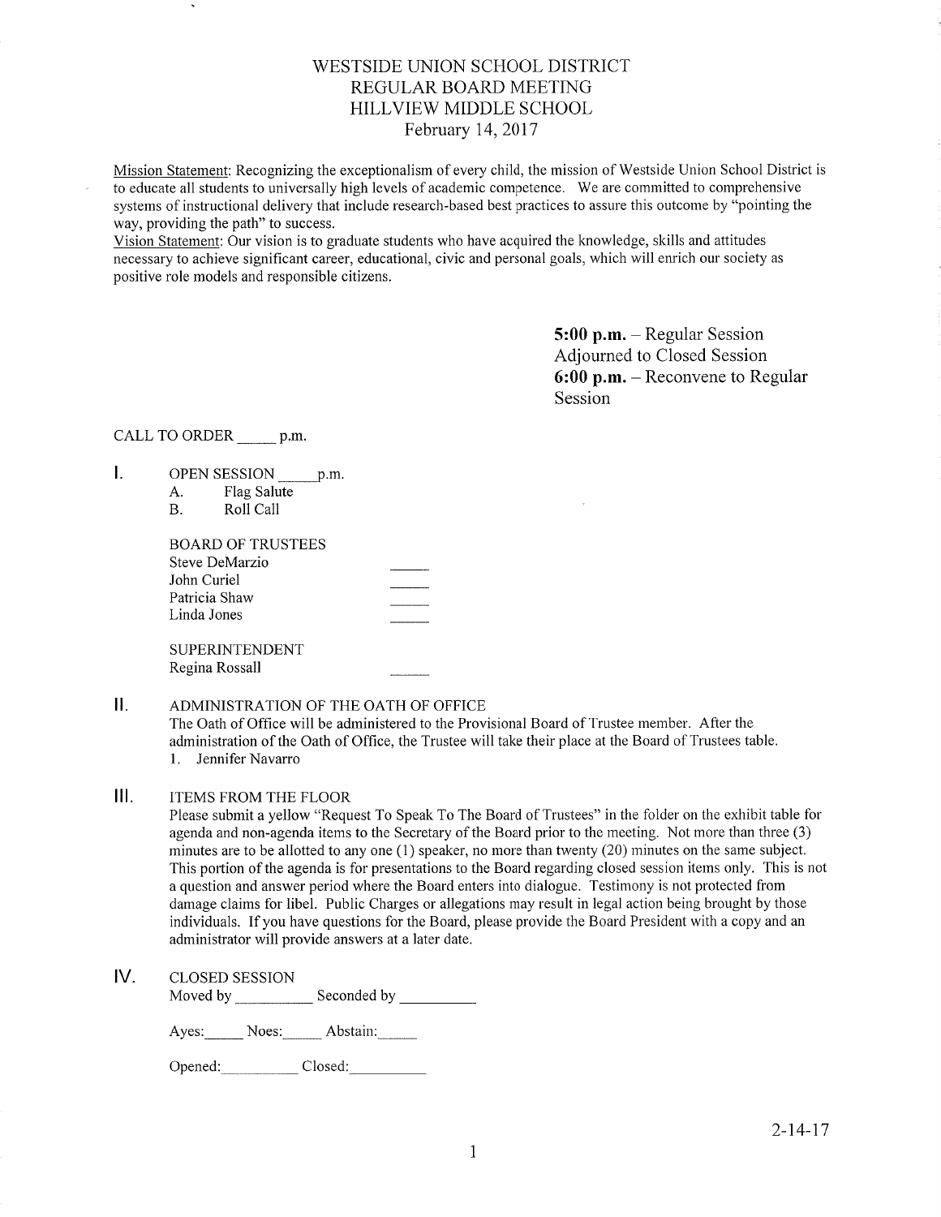# WESTSIDE UNION SCHOOL DISTRICT
## REGULAR BOARD MEETING
## HILLVIEW MIDDLE SCHOOL
### February 14, 2017

Mission Statement: Recognizing the exceptionalism of every child, the mission of Westside Union School District is to educate all students to universally high levels of academic competence. We are committed to comprehensive systems of instructional delivery that include research-based best practices to assure this outcome by "pointing the way, providing the path" to success.

Vision Statement: Our vision is to graduate students who have acquired the knowledge, skills and attitudes necessary to achieve significant career, educational, civic and personal goals, which will enrich our society as positive role models and responsible citizens.

**5:00 p.m.** – Regular Session Adjourned to Closed Session
**6:00 p.m.** – Reconvene to Regular Session

CALL TO ORDER _____ p.m.

I. OPEN SESSION _____ p.m.
   A. Flag Salute
   B. Roll Call

   BOARD OF TRUSTEES
   Steve DeMarzio _____
   John Curiel _____
   Patricia Shaw _____
   Linda Jones _____

   SUPERINTENDENT
   Regina Rossall _____

II. ADMINISTRATION OF THE OATH OF OFFICE

The Oath of Office will be administered to the Provisional Board of Trustee member. After the administration of the Oath of Office, the Trustee will take their place at the Board of Trustees table.

1. Jennifer Navarro

III. ITEMS FROM THE FLOOR

Please submit a yellow "Request To Speak To The Board of Trustees" in the folder on the exhibit table for agenda and non-agenda items to the Secretary of the Board prior to the meeting. Not more than three (3) minutes are to be allotted to any one (1) speaker, no more than twenty (20) minutes on the same subject. This portion of the agenda is for presentations to the Board regarding closed session items only. This is not a question and answer period where the Board enters into dialogue. Testimony is not protected from damage claims for libel. Public Charges or allegations may result in legal action being brought by those individuals. If you have questions for the Board, please provide the Board President with a copy and an administrator will provide answers at a later date.

IV. CLOSED SESSION

Moved by __________ Seconded by __________

Ayes: _____ Noes: _____ Abstain: _____

Opened: __________ Closed: __________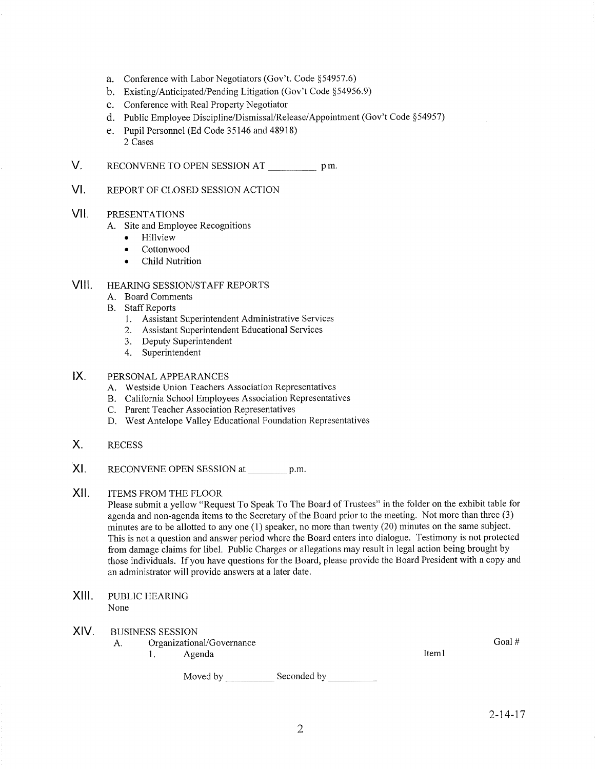a. Conference with Labor Negotiators (Gov't. Code §54957.6)
b. Existing/Anticipated/Pending Litigation (Gov't Code §54956.9)
c. Conference with Real Property Negotiator
d. Public Employee Discipline/Dismissal/Release/Appointment (Gov't Code §54957)
e. Pupil Personnel (Ed Code 35146 and 48918)
   2 Cases

V. RECONVENE TO OPEN SESSION AT __________ p.m.

VI. REPORT OF CLOSED SESSION ACTION

VII. PRESENTATIONS

A. Site and Employee Recognitions
   - Hillview
   - Cottonwood
   - Child Nutrition

VIII. HEARING SESSION/STAFF REPORTS

A. Board Comments
B. Staff Reports
   1. Assistant Superintendent Administrative Services
   2. Assistant Superintendent Educational Services
   3. Deputy Superintendent
   4. Superintendent

IX. PERSONAL APPEARANCES

A. Westside Union Teachers Association Representatives
B. California School Employees Association Representatives
C. Parent Teacher Association Representatives
D. West Antelope Valley Educational Foundation Representatives

X. RECESS

XI. RECONVENE OPEN SESSION at ________ p.m.

XII. ITEMS FROM THE FLOOR

Please submit a yellow "Request To Speak To The Board of Trustees" in the folder on the exhibit table for agenda and non-agenda items to the Secretary of the Board prior to the meeting. Not more than three (3) minutes are to be allotted to any one (1) speaker, no more than twenty (20) minutes on the same subject. This is not a question and answer period where the Board enters into dialogue. Testimony is not protected from damage claims for libel. Public Charges or allegations may result in legal action being brought by those individuals. If you have questions for the Board, please provide the Board President with a copy and an administrator will provide answers at a later date.

XIII. PUBLIC HEARING

None

XIV. BUSINESS SESSION

A. Organizational/Governance — Goal #
   1. Agenda — Item1

   Moved by __________ Seconded by __________

2-14-17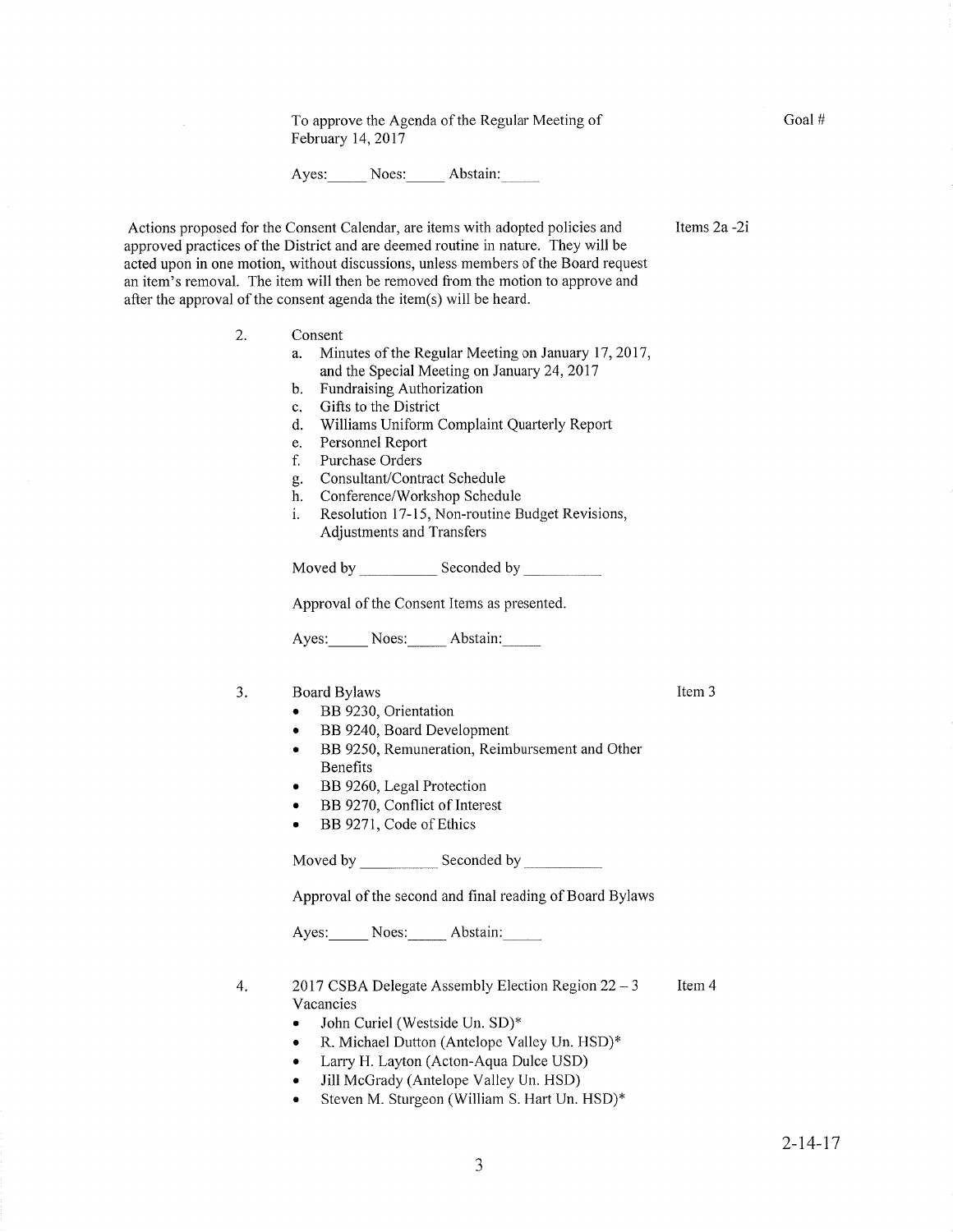To approve the Agenda of the Regular Meeting of February 14, 2017

Goal #

Ayes:_____ Noes:_____ Abstain:_____

Actions proposed for the Consent Calendar, are items with adopted policies and approved practices of the District and are deemed routine in nature. They will be acted upon in one motion, without discussions, unless members of the Board request an item's removal. The item will then be removed from the motion to approve and after the approval of the consent agenda the item(s) will be heard.

Items 2a -2i

2. Consent
   a. Minutes of the Regular Meeting on January 17, 2017, and the Special Meeting on January 24, 2017
   b. Fundraising Authorization
   c. Gifts to the District
   d. Williams Uniform Complaint Quarterly Report
   e. Personnel Report
   f. Purchase Orders
   g. Consultant/Contract Schedule
   h. Conference/Workshop Schedule
   i. Resolution 17-15, Non-routine Budget Revisions, Adjustments and Transfers

   Moved by __________ Seconded by __________

   Approval of the Consent Items as presented.

   Ayes:_____ Noes:_____ Abstain:_____

3. Board Bylaws

   Item 3

   - BB 9230, Orientation
   - BB 9240, Board Development
   - BB 9250, Remuneration, Reimbursement and Other Benefits
   - BB 9260, Legal Protection
   - BB 9270, Conflict of Interest
   - BB 9271, Code of Ethics

   Moved by __________ Seconded by __________

   Approval of the second and final reading of Board Bylaws

   Ayes:_____ Noes:_____ Abstain:_____

4. 2017 CSBA Delegate Assembly Election Region 22 – 3 Vacancies

   Item 4

   - John Curiel (Westside Un. SD)*
   - R. Michael Dutton (Antelope Valley Un. HSD)*
   - Larry H. Layton (Acton-Aqua Dulce USD)
   - Jill McGrady (Antelope Valley Un. HSD)
   - Steven M. Sturgeon (William S. Hart Un. HSD)*

2-14-17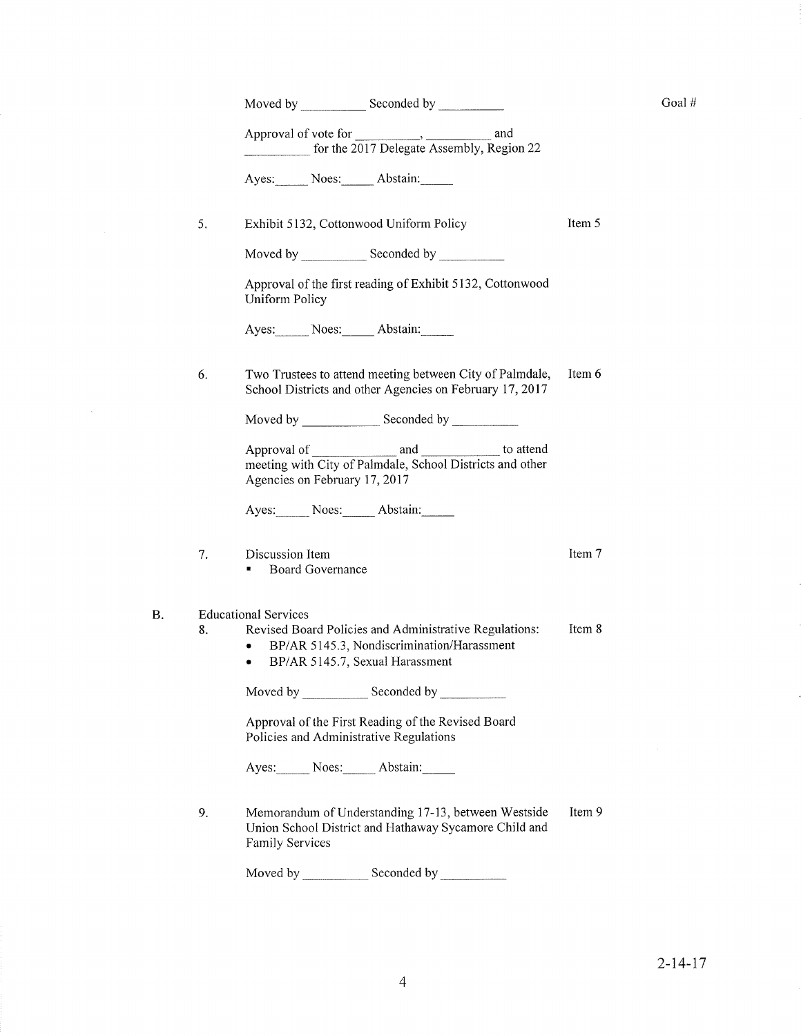Goal #

Moved by __________ Seconded by __________

Approval of vote for __________, __________ and __________ for the 2017 Delegate Assembly, Region 22

Ayes:_____ Noes:_____ Abstain:_____

5. Exhibit 5132, Cottonwood Uniform Policy — Item 5

Moved by __________ Seconded by __________

Approval of the first reading of Exhibit 5132, Cottonwood Uniform Policy

Ayes:_____ Noes:_____ Abstain:_____

6. Two Trustees to attend meeting between City of Palmdale, School Districts and other Agencies on February 17, 2017 — Item 6

Moved by ___________ Seconded by __________

Approval of ___________ and ___________ to attend meeting with City of Palmdale, School Districts and other Agencies on February 17, 2017

Ayes:_____ Noes:_____ Abstain:_____

7. Discussion Item — Item 7
   - Board Governance

B. Educational Services

8. Revised Board Policies and Administrative Regulations: — Item 8
   - BP/AR 5145.3, Nondiscrimination/Harassment
   - BP/AR 5145.7, Sexual Harassment

Moved by __________ Seconded by __________

Approval of the First Reading of the Revised Board Policies and Administrative Regulations

Ayes:_____ Noes:_____ Abstain:_____

9. Memorandum of Understanding 17-13, between Westside Union School District and Hathaway Sycamore Child and Family Services — Item 9

Moved by __________ Seconded by __________

2-14-17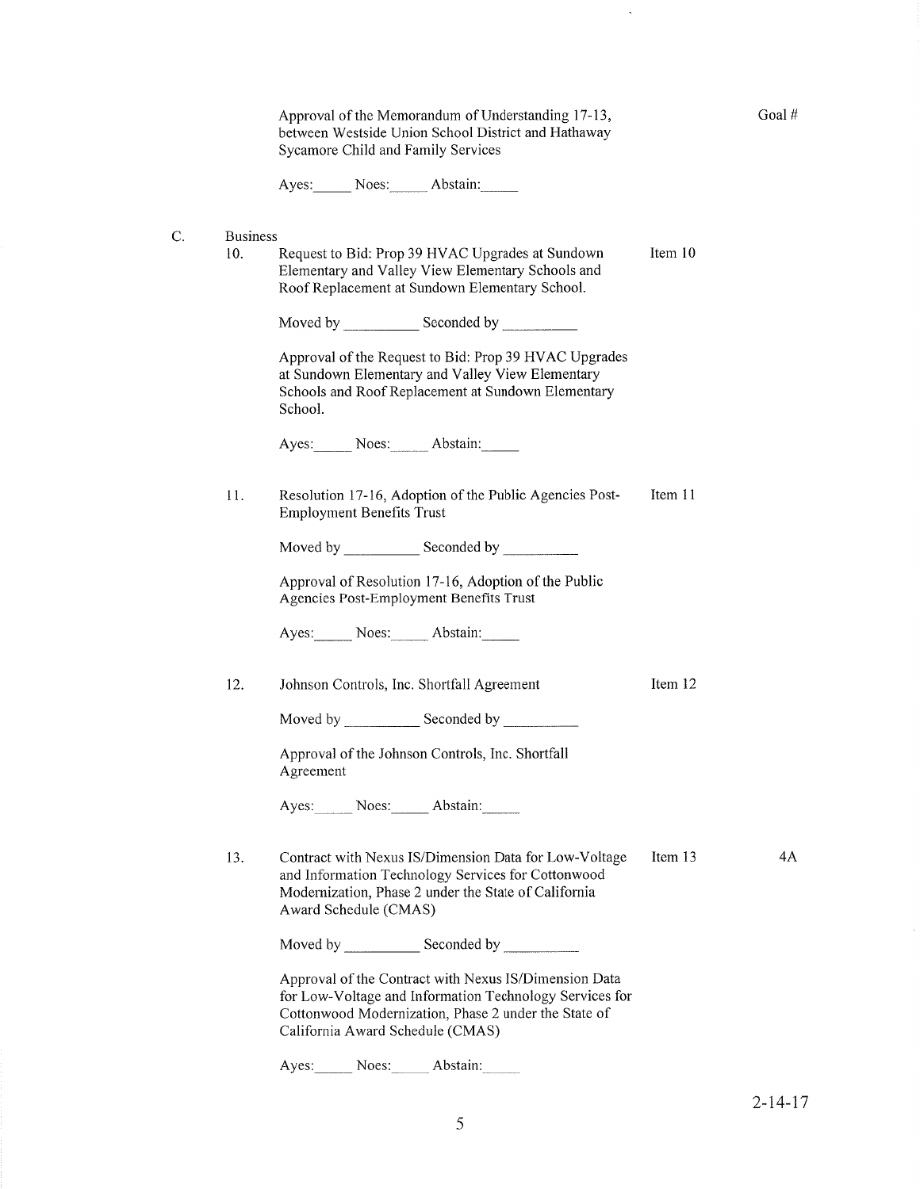Approval of the Memorandum of Understanding 17-13, between Westside Union School District and Hathaway Sycamore Child and Family Services

Goal #

Ayes:_____ Noes:_____ Abstain:_____

C. Business

10. Request to Bid: Prop 39 HVAC Upgrades at Sundown Elementary and Valley View Elementary Schools and Roof Replacement at Sundown Elementary School. — Item 10

Moved by __________ Seconded by __________

Approval of the Request to Bid: Prop 39 HVAC Upgrades at Sundown Elementary and Valley View Elementary Schools and Roof Replacement at Sundown Elementary School.

Ayes:_____ Noes:_____ Abstain:_____

11. Resolution 17-16, Adoption of the Public Agencies Post-Employment Benefits Trust — Item 11

Moved by __________ Seconded by __________

Approval of Resolution 17-16, Adoption of the Public Agencies Post-Employment Benefits Trust

Ayes:_____ Noes:_____ Abstain:_____

12. Johnson Controls, Inc. Shortfall Agreement — Item 12

Moved by __________ Seconded by __________

Approval of the Johnson Controls, Inc. Shortfall Agreement

Ayes:_____ Noes:_____ Abstain:_____

13. Contract with Nexus IS/Dimension Data for Low-Voltage and Information Technology Services for Cottonwood Modernization, Phase 2 under the State of California Award Schedule (CMAS) — Item 13 — 4A

Moved by __________ Seconded by __________

Approval of the Contract with Nexus IS/Dimension Data for Low-Voltage and Information Technology Services for Cottonwood Modernization, Phase 2 under the State of California Award Schedule (CMAS)

Ayes:_____ Noes:_____ Abstain:_____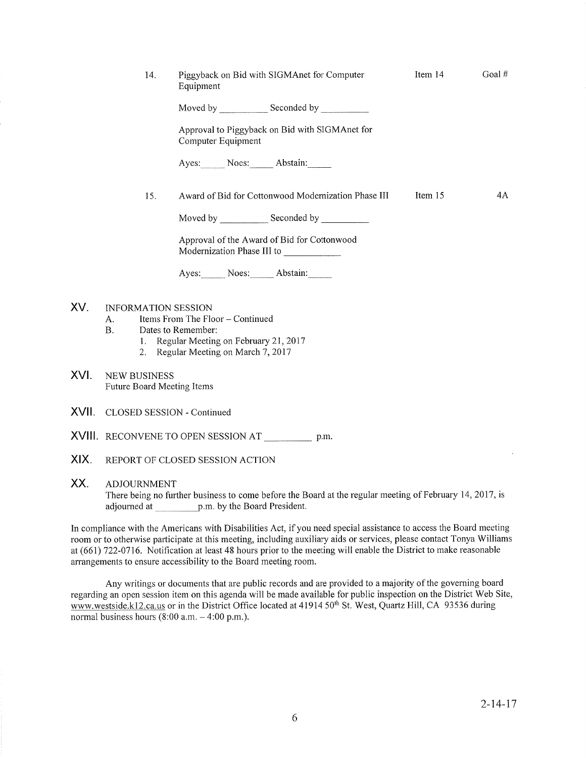14. Piggyback on Bid with SIGMAnet for Computer Equipment — Item 14 — Goal #

    Moved by __________ Seconded by __________

    Approval to Piggyback on Bid with SIGMAnet for Computer Equipment

    Ayes:_____ Noes:_____ Abstain:_____

15. Award of Bid for Cottonwood Modernization Phase III — Item 15 — 4A

    Moved by __________ Seconded by __________

    Approval of the Award of Bid for Cottonwood Modernization Phase III to ____________

    Ayes:_____ Noes:_____ Abstain:_____

## XV. INFORMATION SESSION

A. Items From The Floor – Continued

B. Dates to Remember:

1. Regular Meeting on February 21, 2017
2. Regular Meeting on March 7, 2017

## XVI. NEW BUSINESS

Future Board Meeting Items

## XVII. CLOSED SESSION - Continued

## XVIII. RECONVENE TO OPEN SESSION AT __________ p.m.

## XIX. REPORT OF CLOSED SESSION ACTION

## XX. ADJOURNMENT

There being no further business to come before the Board at the regular meeting of February 14, 2017, is adjourned at _________p.m. by the Board President.

In compliance with the Americans with Disabilities Act, if you need special assistance to access the Board meeting room or to otherwise participate at this meeting, including auxiliary aids or services, please contact Tonya Williams at (661) 722-0716. Notification at least 48 hours prior to the meeting will enable the District to make reasonable arrangements to ensure accessibility to the Board meeting room.

Any writings or documents that are public records and are provided to a majority of the governing board regarding an open session item on this agenda will be made available for public inspection on the District Web Site, www.westside.k12.ca.us or in the District Office located at 41914 50th St. West, Quartz Hill, CA 93536 during normal business hours (8:00 a.m. – 4:00 p.m.).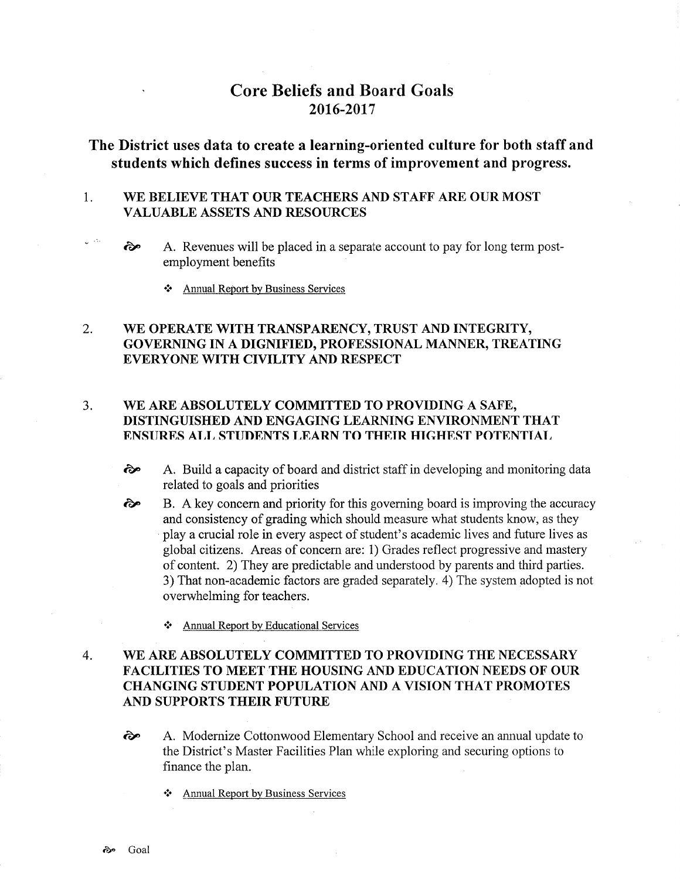# Core Beliefs and Board Goals
## 2016-2017

## The District uses data to create a learning-oriented culture for both staff and students which defines success in terms of improvement and progress.

1. **WE BELIEVE THAT OUR TEACHERS AND STAFF ARE OUR MOST VALUABLE ASSETS AND RESOURCES**

   ➳ A. Revenues will be placed in a separate account to pay for long term post-employment benefits

   - Annual Report by Business Services

2. **WE OPERATE WITH TRANSPARENCY, TRUST AND INTEGRITY, GOVERNING IN A DIGNIFIED, PROFESSIONAL MANNER, TREATING EVERYONE WITH CIVILITY AND RESPECT**

3. **WE ARE ABSOLUTELY COMMITTED TO PROVIDING A SAFE, DISTINGUISHED AND ENGAGING LEARNING ENVIRONMENT THAT ENSURES ALL STUDENTS LEARN TO THEIR HIGHEST POTENTIAL**

   ➳ A. Build a capacity of board and district staff in developing and monitoring data related to goals and priorities

   ➳ B. A key concern and priority for this governing board is improving the accuracy and consistency of grading which should measure what students know, as they play a crucial role in every aspect of student's academic lives and future lives as global citizens. Areas of concern are: 1) Grades reflect progressive and mastery of content. 2) They are predictable and understood by parents and third parties. 3) That non-academic factors are graded separately. 4) The system adopted is not overwhelming for teachers.

   - Annual Report by Educational Services

4. **WE ARE ABSOLUTELY COMMITTED TO PROVIDING THE NECESSARY FACILITIES TO MEET THE HOUSING AND EDUCATION NEEDS OF OUR CHANGING STUDENT POPULATION AND A VISION THAT PROMOTES AND SUPPORTS THEIR FUTURE**

   ➳ A. Modernize Cottonwood Elementary School and receive an annual update to the District's Master Facilities Plan while exploring and securing options to finance the plan.

   - Annual Report by Business Services

➳ Goal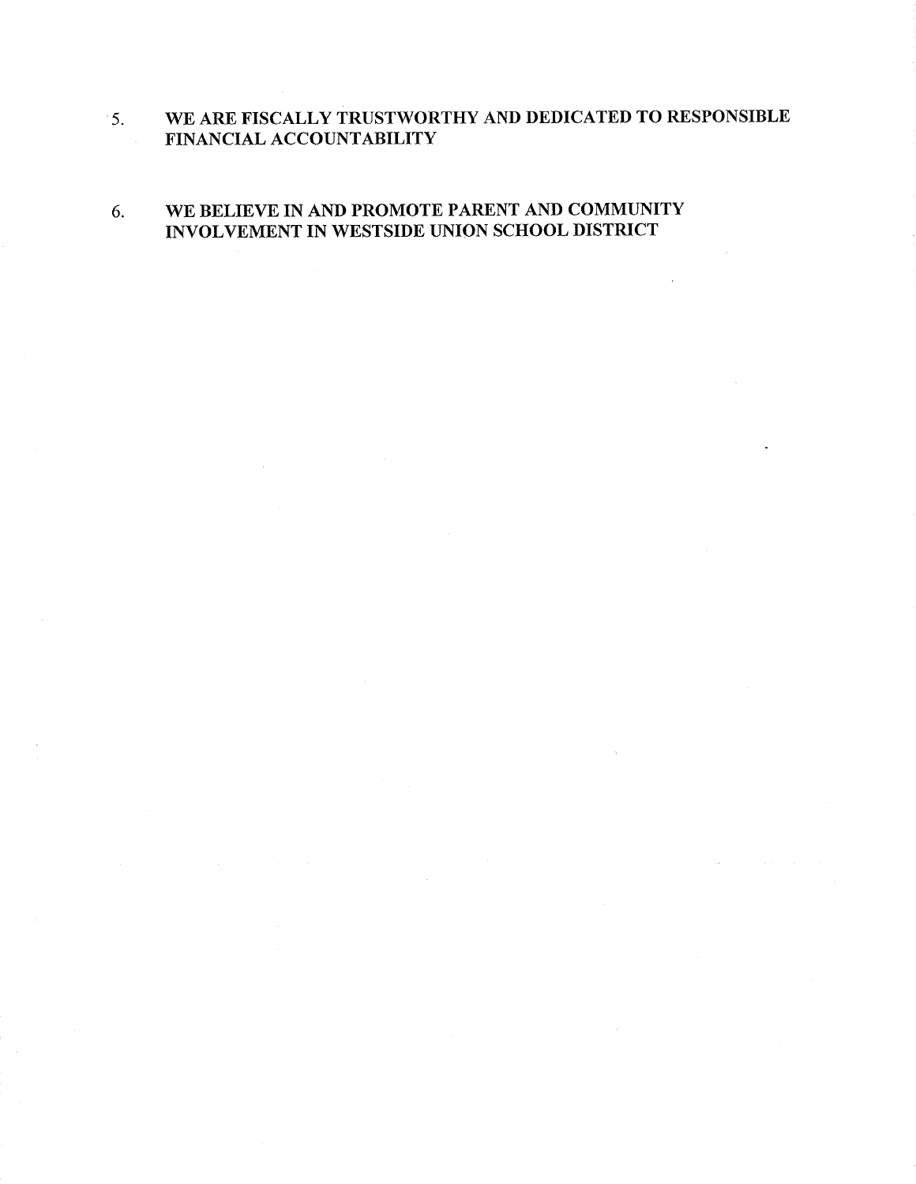5. **WE ARE FISCALLY TRUSTWORTHY AND DEDICATED TO RESPONSIBLE FINANCIAL ACCOUNTABILITY**

6. **WE BELIEVE IN AND PROMOTE PARENT AND COMMUNITY INVOLVEMENT IN WESTSIDE UNION SCHOOL DISTRICT**